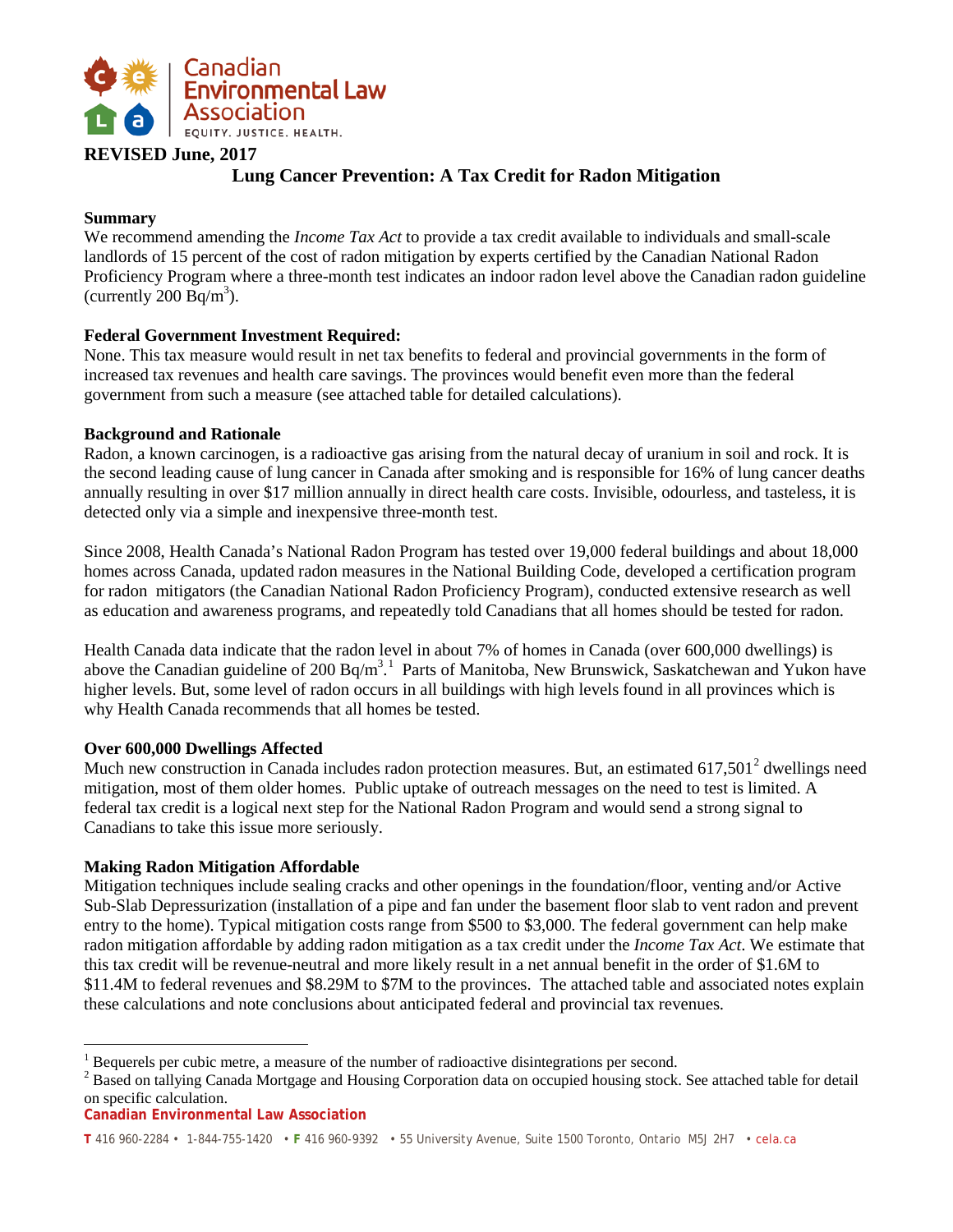**REVISED June, 2017**

# Lung Cancer Prevention: A Tax Credit for Radon Mitigation

## Summary

We recommend amending the *Income Tax Act* to provide a tax credit available to individuals and small-scale landlords of 15 percent of the cost of radon mitigation by experts certified by the Canadian National Radon Proficiency Program where a three-month test indicates an indoor radon level above the Canadian radon guideline (currently 200 $Bq/m^3$).

## Federal Government Investment Required:

None. This tax measure would result in net tax benefits to federal and provincial governments in the form of increased tax revenues and health care savings. The provinces would benefit even more than the federal government from such a measure (see attached table for detailed calculations).

## Background and Rationale

Radon, a known carcinogen, is a radioactive gas arising from the natural decay of uranium in soil and rock. It is the second leading cause of lung cancer in Canada after smoking and is responsible for 16% of lung cancer deaths annually resulting in over $17 million annually in direct health care costs. Invisible, odourless, and tasteless, it is detected only via a simple and inexpensive three-month test.

Since 2008, Health Canada's National Radon Program has tested over 19,000 federal buildings and about 18,000 homes across Canada, updated radon measures in the National Building Code, developed a certification program for radon mitigators (the Canadian National Radon Proficiency Program), conducted extensive research as well as education and awareness programs, and repeatedly told Canadians that all homes should be tested for radon.

Health Canada data indicate that the radon level in about 7% of homes in Canada (over 600,000 dwellings) is above the Canadian guideline of 200 $Bq/m^3$.[1] Parts of Manitoba, New Brunswick, Saskatchewan and Yukon have higher levels. But, some level of radon occurs in all buildings with high levels found in all provinces which is why Health Canada recommends that all homes be tested.

## Over 600,000 Dwellings Affected

Much new construction in Canada includes radon protection measures. But, an estimated 617,501[2] dwellings need mitigation, most of them older homes. Public uptake of outreach messages on the need to test is limited. A federal tax credit is a logical next step for the National Radon Program and would send a strong signal to Canadians to take this issue more seriously.

## Making Radon Mitigation Affordable

Mitigation techniques include sealing cracks and other openings in the foundation/floor, venting and/or Active Sub-Slab Depressurization (installation of a pipe and fan under the basement floor slab to vent radon and prevent entry to the home). Typical mitigation costs range from $500 to $3,000. The federal government can help make radon mitigation affordable by adding radon mitigation as a tax credit under the *Income Tax Act*. We estimate that this tax credit will be revenue-neutral and more likely result in a net annual benefit in the order of $1.6M to $11.4M to federal revenues and $8.29M to $7M to the provinces. The attached table and associated notes explain these calculations and note conclusions about anticipated federal and provincial tax revenues.

---

[1] Bequerels per cubic metre, a measure of the number of radioactive disintegrations per second.

[2] Based on tallying Canada Mortgage and Housing Corporation data on occupied housing stock. See attached table for detail on specific calculation.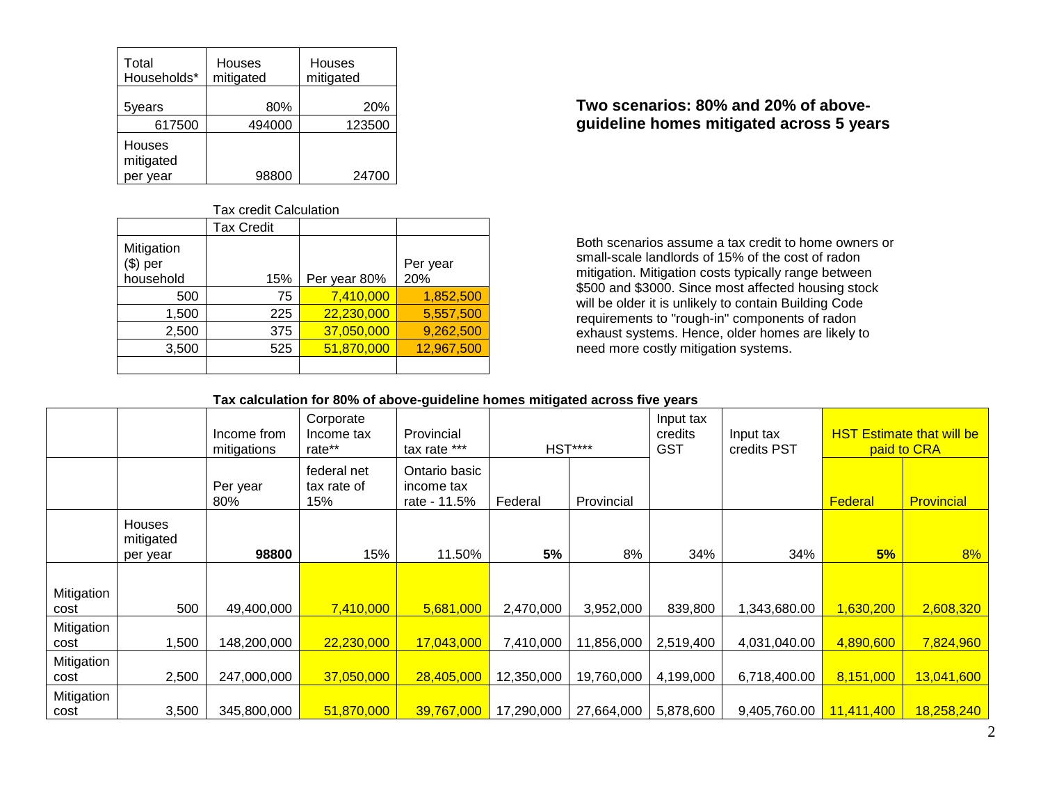| Total Households* | Houses mitigated | Houses mitigated |
|---|---|---|
| 5years | 80% | 20% |
| 617500 | 494000 | 123500 |
| Houses mitigated per year | 98800 | 24700 |

## Two scenarios: 80% and 20% of above-guideline homes mitigated across 5 years

Tax credit Calculation

| | Tax Credit | | |
|---|---|---|---|
| Mitigation ($) per household | 15% | Per year 80% | Per year 20% |
| 500 | 75 | 7,410,000 | 1,852,500 |
| 1,500 | 225 | 22,230,000 | 5,557,500 |
| 2,500 | 375 | 37,050,000 | 9,262,500 |
| 3,500 | 525 | 51,870,000 | 12,967,500 |
| | | | |

Both scenarios assume a tax credit to home owners or small-scale landlords of 15% of the cost of radon mitigation. Mitigation costs typically range between $500 and $3000. Since most affected housing stock will be older it is unlikely to contain Building Code requirements to "rough-in" components of radon exhaust systems. Hence, older homes are likely to need more costly mitigation systems.

**Tax calculation for 80% of above-guideline homes mitigated across five years**

| | | Income from mitigations | Corporate Income tax rate** | Provincial tax rate *** | HST**** | | Input tax credits GST | Input tax credits PST | HST Estimate that will be paid to CRA | |
|---|---|---|---|---|---|---|---|---|---|---|
| | | Per year 80% | federal net tax rate of 15% | Ontario basic income tax rate - 11.5% | Federal | Provincial | | | Federal | Provincial |
| | Houses mitigated per year | **98800** | 15% | 11.50% | **5%** | 8% | 34% | 34% | **5%** | 8% |
| Mitigation cost | 500 | 49,400,000 | 7,410,000 | 5,681,000 | 2,470,000 | 3,952,000 | 839,800 | 1,343,680.00 | 1,630,200 | 2,608,320 |
| Mitigation cost | 1,500 | 148,200,000 | 22,230,000 | 17,043,000 | 7,410,000 | 11,856,000 | 2,519,400 | 4,031,040.00 | 4,890,600 | 7,824,960 |
| Mitigation cost | 2,500 | 247,000,000 | 37,050,000 | 28,405,000 | 12,350,000 | 19,760,000 | 4,199,000 | 6,718,400.00 | 8,151,000 | 13,041,600 |
| Mitigation cost | 3,500 | 345,800,000 | 51,870,000 | 39,767,000 | 17,290,000 | 27,664,000 | 5,878,600 | 9,405,760.00 | 11,411,400 | 18,258,240 |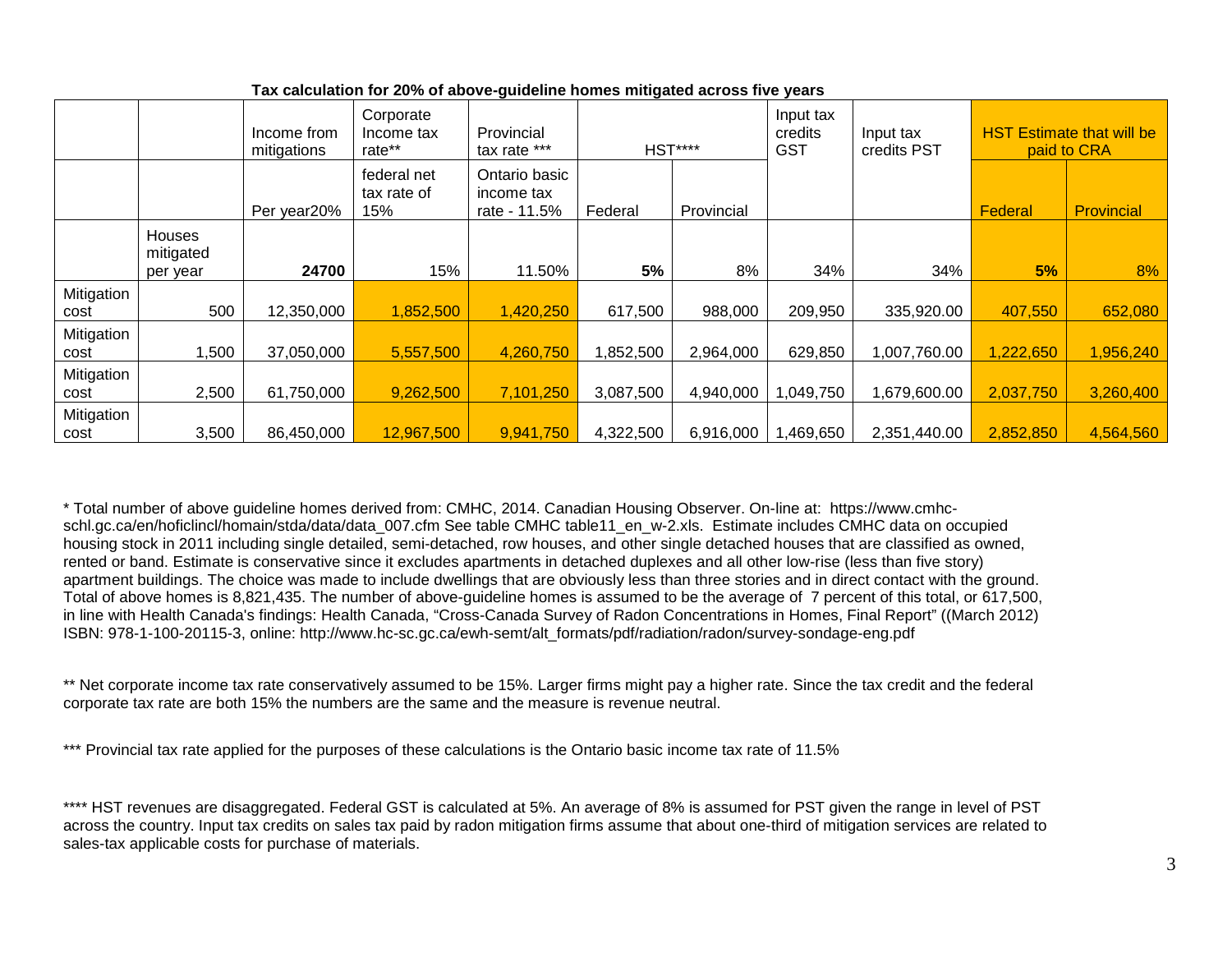**Tax calculation for 20% of above-guideline homes mitigated across five years**

| | | Income from mitigations | Corporate Income tax rate** | Provincial tax rate *** | HST**** | | Input tax credits GST | Input tax credits PST | HST Estimate that will be paid to CRA | |
|---|---|---|---|---|---|---|---|---|---|---|
| | | Per year20% | federal net tax rate of 15% | Ontario basic income tax rate - 11.5% | Federal | Provincial | | | Federal | Provincial |
| | Houses mitigated per year | **24700** | 15% | 11.50% | **5%** | 8% | 34% | 34% | **5%** | 8% |
| Mitigation cost | 500 | 12,350,000 | 1,852,500 | 1,420,250 | 617,500 | 988,000 | 209,950 | 335,920.00 | 407,550 | 652,080 |
| Mitigation cost | 1,500 | 37,050,000 | 5,557,500 | 4,260,750 | 1,852,500 | 2,964,000 | 629,850 | 1,007,760.00 | 1,222,650 | 1,956,240 |
| Mitigation cost | 2,500 | 61,750,000 | 9,262,500 | 7,101,250 | 3,087,500 | 4,940,000 | 1,049,750 | 1,679,600.00 | 2,037,750 | 3,260,400 |
| Mitigation cost | 3,500 | 86,450,000 | 12,967,500 | 9,941,750 | 4,322,500 | 6,916,000 | 1,469,650 | 2,351,440.00 | 2,852,850 | 4,564,560 |

* Total number of above guideline homes derived from: CMHC, 2014. Canadian Housing Observer. On-line at: https://www.cmhc-schl.gc.ca/en/hoficlincl/homain/stda/data/data_007.cfm See table CMHC table11_en_w-2.xls. Estimate includes CMHC data on occupied housing stock in 2011 including single detailed, semi-detached, row houses, and other single detached houses that are classified as owned, rented or band. Estimate is conservative since it excludes apartments in detached duplexes and all other low-rise (less than five story) apartment buildings. The choice was made to include dwellings that are obviously less than three stories and in direct contact with the ground. Total of above homes is 8,821,435. The number of above-guideline homes is assumed to be the average of 7 percent of this total, or 617,500, in line with Health Canada's findings: Health Canada, "Cross-Canada Survey of Radon Concentrations in Homes, Final Report" ((March 2012) ISBN: 978-1-100-20115-3, online: http://www.hc-sc.gc.ca/ewh-semt/alt_formats/pdf/radiation/radon/survey-sondage-eng.pdf

** Net corporate income tax rate conservatively assumed to be 15%. Larger firms might pay a higher rate. Since the tax credit and the federal corporate tax rate are both 15% the numbers are the same and the measure is revenue neutral.

*** Provincial tax rate applied for the purposes of these calculations is the Ontario basic income tax rate of 11.5%

**** HST revenues are disaggregated. Federal GST is calculated at 5%. An average of 8% is assumed for PST given the range in level of PST across the country. Input tax credits on sales tax paid by radon mitigation firms assume that about one-third of mitigation services are related to sales-tax applicable costs for purchase of materials.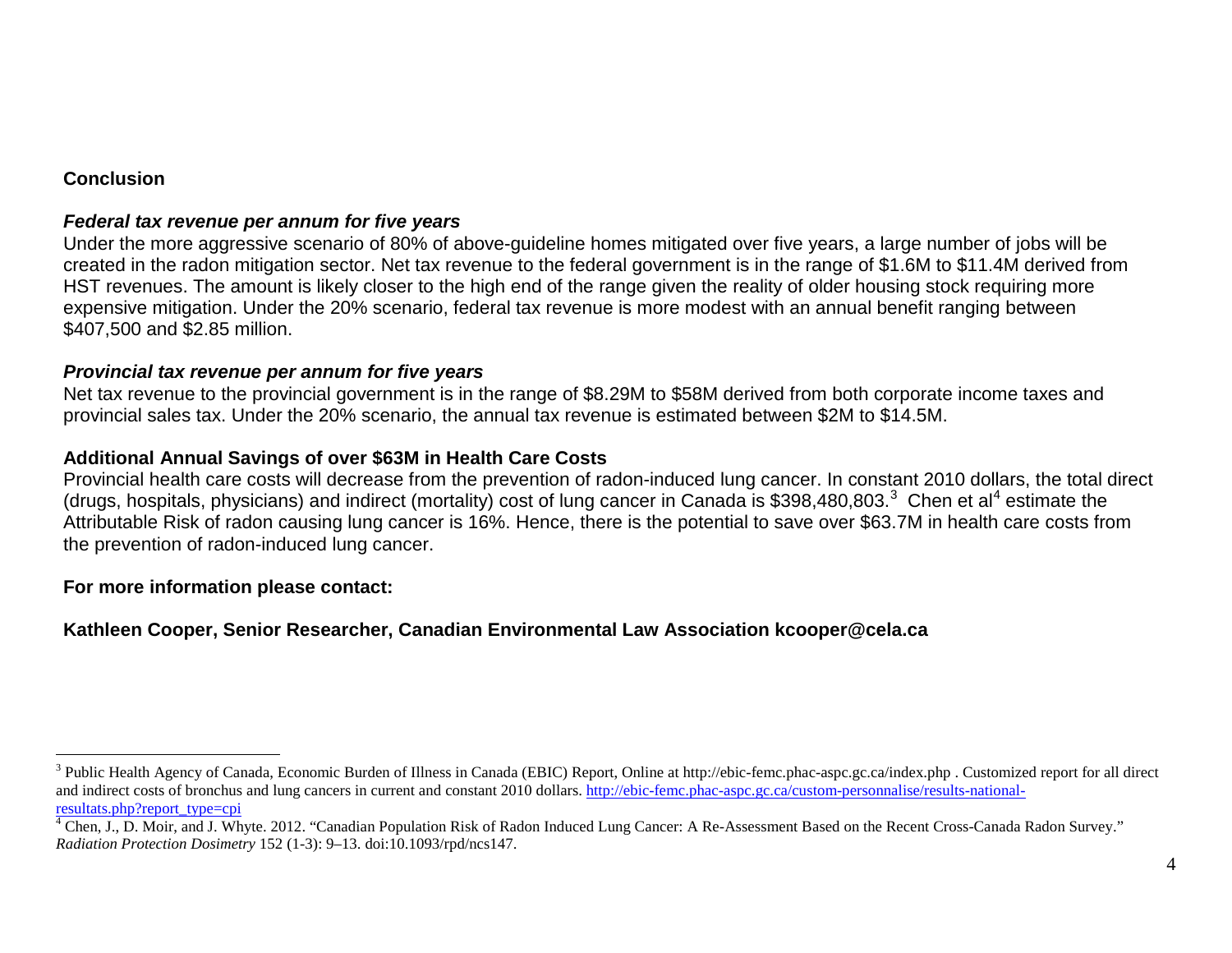## Conclusion

### *Federal tax revenue per annum for five years*

Under the more aggressive scenario of 80% of above-guideline homes mitigated over five years, a large number of jobs will be created in the radon mitigation sector. Net tax revenue to the federal government is in the range of $1.6M to $11.4M derived from HST revenues. The amount is likely closer to the high end of the range given the reality of older housing stock requiring more expensive mitigation. Under the 20% scenario, federal tax revenue is more modest with an annual benefit ranging between $407,500 and $2.85 million.

### *Provincial tax revenue per annum for five years*

Net tax revenue to the provincial government is in the range of $8.29M to $58M derived from both corporate income taxes and provincial sales tax. Under the 20% scenario, the annual tax revenue is estimated between $2M to $14.5M.

### Additional Annual Savings of over $63M in Health Care Costs

Provincial health care costs will decrease from the prevention of radon-induced lung cancer. In constant 2010 dollars, the total direct (drugs, hospitals, physicians) and indirect (mortality) cost of lung cancer in Canada is $398,480,803.[3] Chen et al[4] estimate the Attributable Risk of radon causing lung cancer is 16%. Hence, there is the potential to save over $63.7M in health care costs from the prevention of radon-induced lung cancer.

**For more information please contact:**

**Kathleen Cooper, Senior Researcher, Canadian Environmental Law Association kcooper@cela.ca**

---

[3] Public Health Agency of Canada, Economic Burden of Illness in Canada (EBIC) Report, Online at http://ebic-femc.phac-aspc.gc.ca/index.php . Customized report for all direct and indirect costs of bronchus and lung cancers in current and constant 2010 dollars. http://ebic-femc.phac-aspc.gc.ca/custom-personnalise/results-national-resultats.php?report_type=cpi

[4] Chen, J., D. Moir, and J. Whyte. 2012. "Canadian Population Risk of Radon Induced Lung Cancer: A Re-Assessment Based on the Recent Cross-Canada Radon Survey." *Radiation Protection Dosimetry* 152 (1-3): 9–13. doi:10.1093/rpd/ncs147.